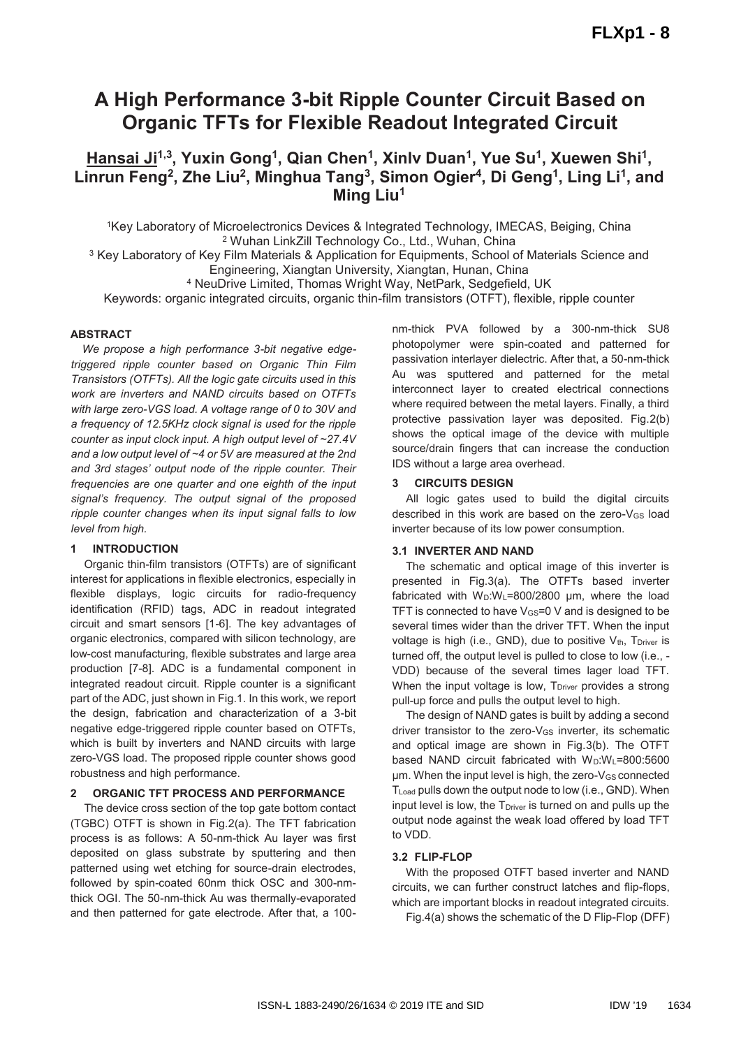# A High Performance 3-bit Ripple Counter Circuit Based on Organic TFTs for Flexible Readout Integrated Circuit

**Hansai Ji[1,3], Yuxin Gong[1], Qian Chen[1], Xinlv Duan[1], Yue Su[1], Xuewen Shi[1], Linrun Feng[2], Zhe Liu[2], Minghua Tang[3], Simon Ogier[4], Di Geng[1], Ling Li[1], and Ming Liu[1]**

[1]Key Laboratory of Microelectronics Devices & Integrated Technology, IMECAS, Beiging, China
[2] Wuhan LinkZill Technology Co., Ltd., Wuhan, China
[3] Key Laboratory of Key Film Materials & Application for Equipments, School of Materials Science and Engineering, Xiangtan University, Xiangtan, Hunan, China
[4] NeuDrive Limited, Thomas Wright Way, NetPark, Sedgefield, UK

Keywords: organic integrated circuits, organic thin-film transistors (OTFT), flexible, ripple counter

### ABSTRACT

*We propose a high performance 3-bit negative edge-triggered ripple counter based on Organic Thin Film Transistors (OTFTs). All the logic gate circuits used in this work are inverters and NAND circuits based on OTFTs with large zero-VGS load. A voltage range of 0 to 30V and a frequency of 12.5KHz clock signal is used for the ripple counter as input clock input. A high output level of ~27.4V and a low output level of ~4 or 5V are measured at the 2nd and 3rd stages' output node of the ripple counter. Their frequencies are one quarter and one eighth of the input signal's frequency. The output signal of the proposed ripple counter changes when its input signal falls to low level from high.*

### 1 INTRODUCTION

Organic thin-film transistors (OTFTs) are of significant interest for applications in flexible electronics, especially in flexible displays, logic circuits for radio-frequency identification (RFID) tags, ADC in readout integrated circuit and smart sensors [1-6]. The key advantages of organic electronics, compared with silicon technology, are low-cost manufacturing, flexible substrates and large area production [7-8]. ADC is a fundamental component in integrated readout circuit. Ripple counter is a significant part of the ADC, just shown in Fig.1. In this work, we report the design, fabrication and characterization of a 3-bit negative edge-triggered ripple counter based on OTFTs, which is built by inverters and NAND circuits with large zero-VGS load. The proposed ripple counter shows good robustness and high performance.

### 2 ORGANIC TFT PROCESS AND PERFORMANCE

The device cross section of the top gate bottom contact (TGBC) OTFT is shown in Fig.2(a). The TFT fabrication process is as follows: A 50-nm-thick Au layer was first deposited on glass substrate by sputtering and then patterned using wet etching for source-drain electrodes, followed by spin-coated 60nm thick OSC and 300-nm-thick OGI. The 50-nm-thick Au was thermally-evaporated and then patterned for gate electrode. After that, a 100-nm-thick PVA followed by a 300-nm-thick SU8 photopolymer were spin-coated and patterned for passivation interlayer dielectric. After that, a 50-nm-thick Au was sputtered and patterned for the metal interconnect layer to created electrical connections where required between the metal layers. Finally, a third protective passivation layer was deposited. Fig.2(b) shows the optical image of the device with multiple source/drain fingers that can increase the conduction IDS without a large area overhead.

### 3 CIRCUITS DESIGN

All logic gates used to build the digital circuits described in this work are based on the zero-$V_{GS}$ load inverter because of its low power consumption.

#### 3.1 INVERTER AND NAND

The schematic and optical image of this inverter is presented in Fig.3(a). The OTFTs based inverter fabricated with $W_D$:$W_L$=800/2800 μm, where the load TFT is connected to have $V_{GS}$=0 V and is designed to be several times wider than the driver TFT. When the input voltage is high (i.e., GND), due to positive $V_{th}$, $T_{Driver}$ is turned off, the output level is pulled to close to low (i.e., -VDD) because of the several times lager load TFT. When the input voltage is low, $T_{Driver}$ provides a strong pull-up force and pulls the output level to high.

The design of NAND gates is built by adding a second driver transistor to the zero-$V_{GS}$ inverter, its schematic and optical image are shown in Fig.3(b). The OTFT based NAND circuit fabricated with $W_D$:$W_L$=800:5600 μm. When the input level is high, the zero-$V_{GS}$ connected $T_{Load}$ pulls down the output node to low (i.e., GND). When input level is low, the $T_{Driver}$ is turned on and pulls up the output node against the weak load offered by load TFT to VDD.

#### 3.2 FLIP-FLOP

With the proposed OTFT based inverter and NAND circuits, we can further construct latches and flip-flops, which are important blocks in readout integrated circuits.

Fig.4(a) shows the schematic of the D Flip-Flop (DFF)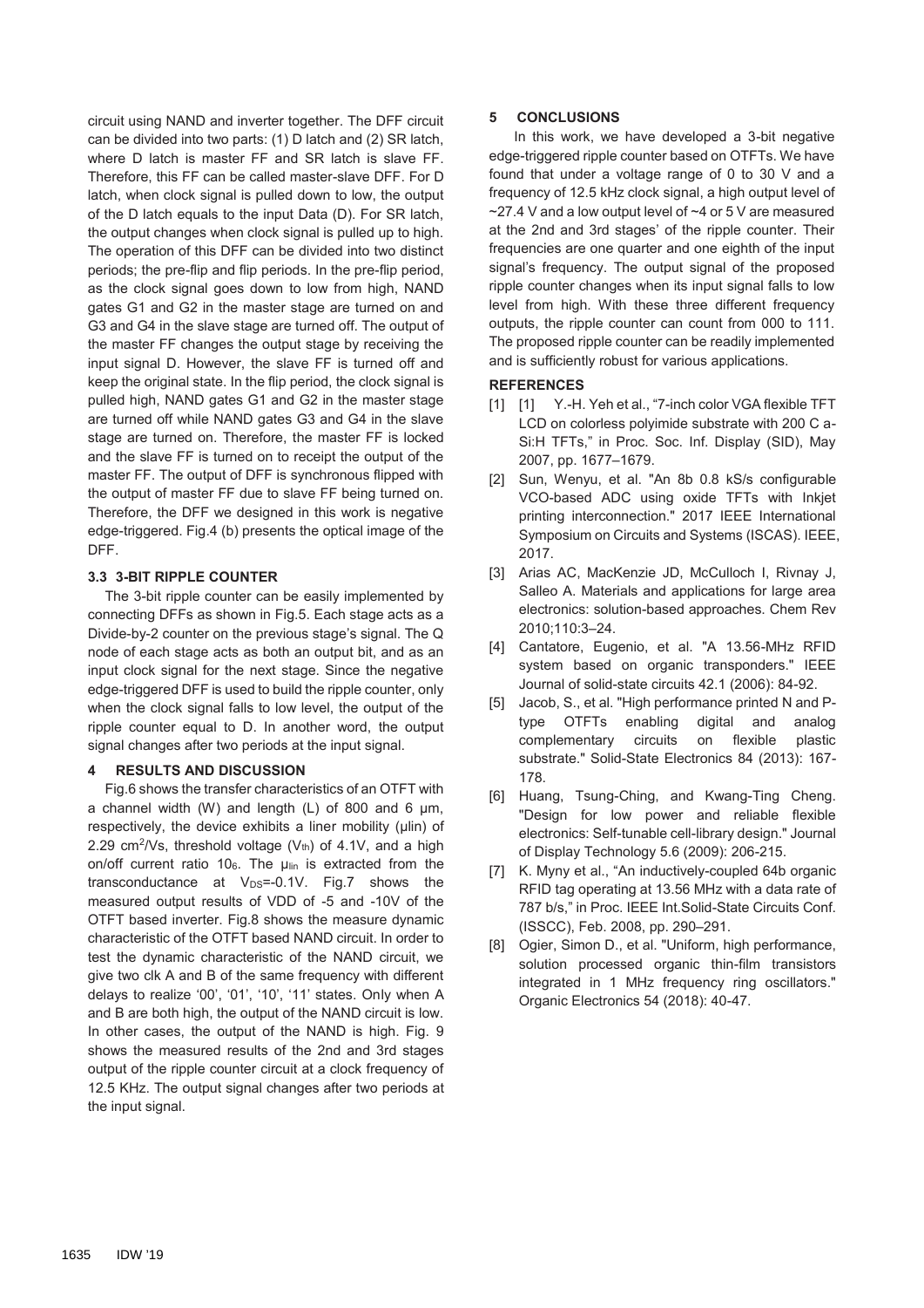circuit using NAND and inverter together. The DFF circuit can be divided into two parts: (1) D latch and (2) SR latch, where D latch is master FF and SR latch is slave FF. Therefore, this FF can be called master-slave DFF. For D latch, when clock signal is pulled down to low, the output of the D latch equals to the input Data (D). For SR latch, the output changes when clock signal is pulled up to high. The operation of this DFF can be divided into two distinct periods; the pre-flip and flip periods. In the pre-flip period, as the clock signal goes down to low from high, NAND gates G1 and G2 in the master stage are turned on and G3 and G4 in the slave stage are turned off. The output of the master FF changes the output stage by receiving the input signal D. However, the slave FF is turned off and keep the original state. In the flip period, the clock signal is pulled high, NAND gates G1 and G2 in the master stage are turned off while NAND gates G3 and G4 in the slave stage are turned on. Therefore, the master FF is locked and the slave FF is turned on to receipt the output of the master FF. The output of DFF is synchronous flipped with the output of master FF due to slave FF being turned on. Therefore, the DFF we designed in this work is negative edge-triggered. Fig.4 (b) presents the optical image of the DFF.

### 3.3 3-BIT RIPPLE COUNTER

The 3-bit ripple counter can be easily implemented by connecting DFFs as shown in Fig.5. Each stage acts as a Divide-by-2 counter on the previous stage's signal. The Q node of each stage acts as both an output bit, and as an input clock signal for the next stage. Since the negative edge-triggered DFF is used to build the ripple counter, only when the clock signal falls to low level, the output of the ripple counter equal to D. In another word, the output signal changes after two periods at the input signal.

## 4 RESULTS AND DISCUSSION

Fig.6 shows the transfer characteristics of an OTFT with a channel width (W) and length (L) of 800 and 6 μm, respectively, the device exhibits a liner mobility (μlin) of 2.29 $cm^2/Vs$, threshold voltage ($V_{th}$) of 4.1V, and a high on/off current ratio $10_6$. The $\mu_{lin}$ is extracted from the transconductance at $V_{DS}$=-0.1V. Fig.7 shows the measured output results of VDD of -5 and -10V of the OTFT based inverter. Fig.8 shows the measure dynamic characteristic of the OTFT based NAND circuit. In order to test the dynamic characteristic of the NAND circuit, we give two clk A and B of the same frequency with different delays to realize '00', '01', '10', '11' states. Only when A and B are both high, the output of the NAND circuit is low. In other cases, the output of the NAND is high. Fig. 9 shows the measured results of the 2nd and 3rd stages output of the ripple counter circuit at a clock frequency of 12.5 KHz. The output signal changes after two periods at the input signal.

## 5 CONCLUSIONS

In this work, we have developed a 3-bit negative edge-triggered ripple counter based on OTFTs. We have found that under a voltage range of 0 to 30 V and a frequency of 12.5 kHz clock signal, a high output level of ~27.4 V and a low output level of ~4 or 5 V are measured at the 2nd and 3rd stages' of the ripple counter. Their frequencies are one quarter and one eighth of the input signal's frequency. The output signal of the proposed ripple counter changes when its input signal falls to low level from high. With these three different frequency outputs, the ripple counter can count from 000 to 111. The proposed ripple counter can be readily implemented and is sufficiently robust for various applications.

## REFERENCES

[1] [1] Y.-H. Yeh et al., "7-inch color VGA flexible TFT LCD on colorless polyimide substrate with 200 C a-Si:H TFTs," in Proc. Soc. Inf. Display (SID), May 2007, pp. 1677–1679.

[2] Sun, Wenyu, et al. "An 8b 0.8 kS/s configurable VCO-based ADC using oxide TFTs with Inkjet printing interconnection." 2017 IEEE International Symposium on Circuits and Systems (ISCAS). IEEE, 2017.

[3] Arias AC, MacKenzie JD, McCulloch I, Rivnay J, Salleo A. Materials and applications for large area electronics: solution-based approaches. Chem Rev 2010;110:3–24.

[4] Cantatore, Eugenio, et al. "A 13.56-MHz RFID system based on organic transponders." IEEE Journal of solid-state circuits 42.1 (2006): 84-92.

[5] Jacob, S., et al. "High performance printed N and P-type OTFTs enabling digital and analog complementary circuits on flexible plastic substrate." Solid-State Electronics 84 (2013): 167-178.

[6] Huang, Tsung-Ching, and Kwang-Ting Cheng. "Design for low power and reliable flexible electronics: Self-tunable cell-library design." Journal of Display Technology 5.6 (2009): 206-215.

[7] K. Myny et al., "An inductively-coupled 64b organic RFID tag operating at 13.56 MHz with a data rate of 787 b/s," in Proc. IEEE Int.Solid-State Circuits Conf. (ISSCC), Feb. 2008, pp. 290–291.

[8] Ogier, Simon D., et al. "Uniform, high performance, solution processed organic thin-film transistors integrated in 1 MHz frequency ring oscillators." Organic Electronics 54 (2018): 40-47.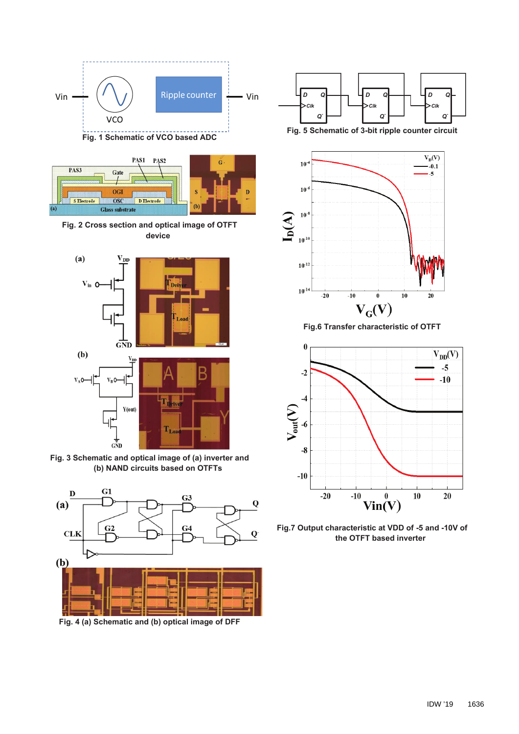Fig. 1 Schematic of VCO based ADC

Fig. 2 Cross section and optical image of OTFT device

Fig. 3 Schematic and optical image of (a) inverter and (b) NAND circuits based on OTFTs

Fig. 4 (a) Schematic and (b) optical image of DFF

Fig. 5 Schematic of 3-bit ripple counter circuit

Fig.6 Transfer characteristic of OTFT

Fig.7 Output characteristic at VDD of -5 and -10V of the OTFT based inverter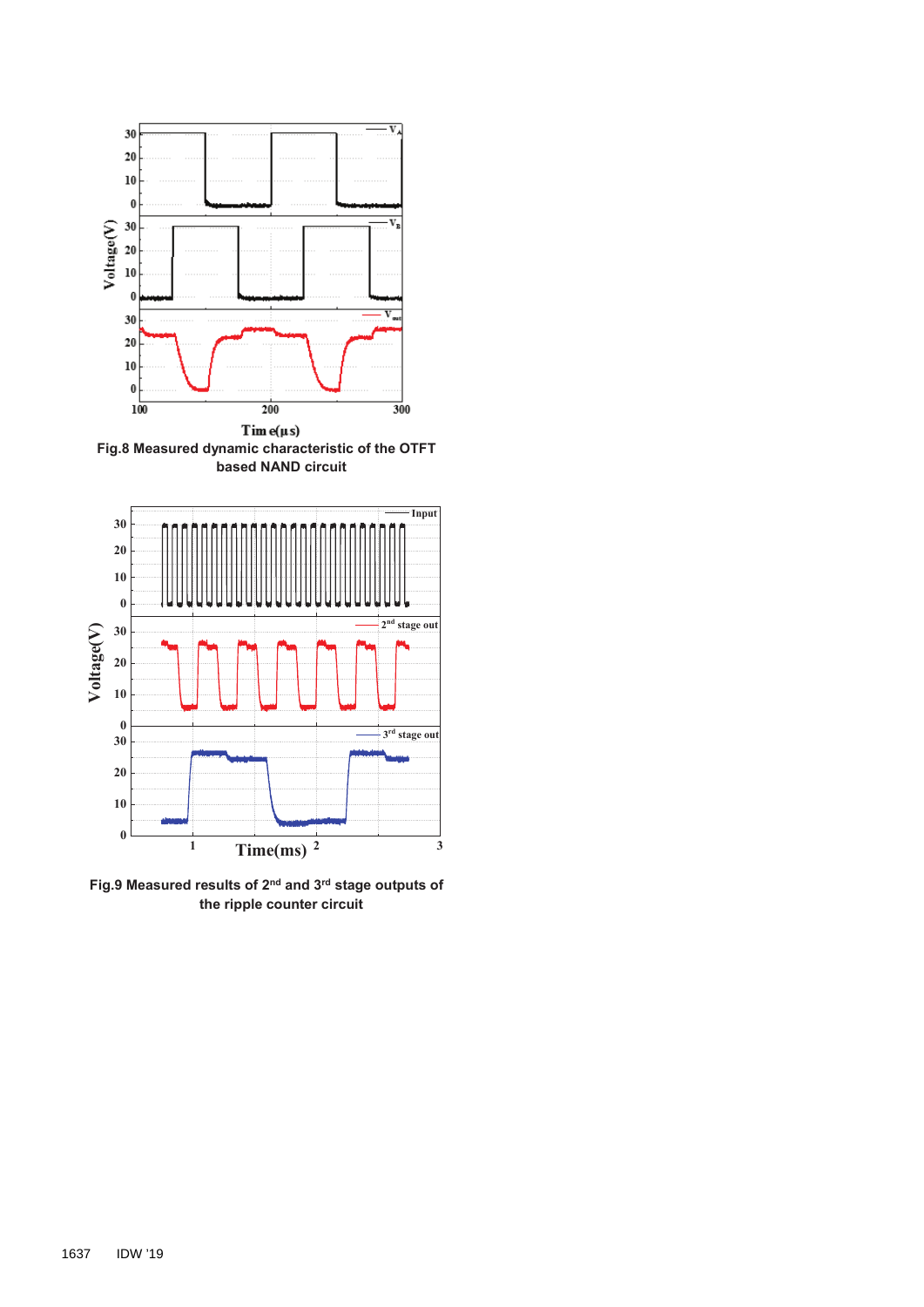30
20
10
0
30
20
10
0
30
20
10
0
100
200
300

Voltage(V)

Time(μs)

$V_A$

$V_B$

$V_{out}$

Fig.8 Measured dynamic characteristic of the OTFT based NAND circuit

30
20
10
0
30
20
10
0
30
20
10
0

Voltage(V)

1
Time(ms)
2
3

Input

2nd stage out

3rd stage out

Fig.9 Measured results of 2nd and 3rd stage outputs of the ripple counter circuit